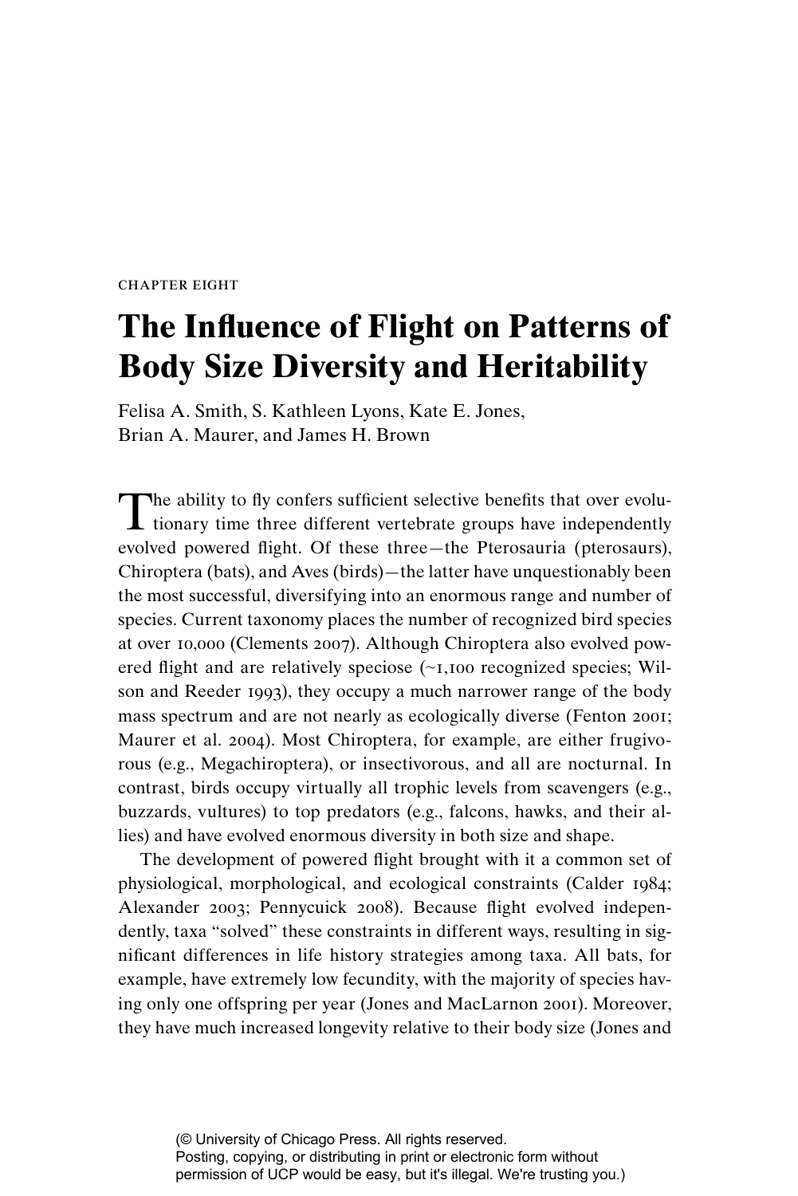CHAPTER EIGHT

# The Influence of Flight on Patterns of Body Size Diversity and Heritability

Felisa A. Smith, S. Kathleen Lyons, Kate E. Jones, Brian A. Maurer, and James H. Brown

The ability to fly confers sufficient selective benefits that over evolutionary time three different vertebrate groups have independently evolved powered flight. Of these three—the Pterosauria (pterosaurs), Chiroptera (bats), and Aves (birds)—the latter have unquestionably been the most successful, diversifying into an enormous range and number of species. Current taxonomy places the number of recognized bird species at over 10,000 (Clements 2007). Although Chiroptera also evolved powered flight and are relatively speciose (~1,100 recognized species; Wilson and Reeder 1993), they occupy a much narrower range of the body mass spectrum and are not nearly as ecologically diverse (Fenton 2001; Maurer et al. 2004). Most Chiroptera, for example, are either frugivorous (e.g., Megachiroptera), or insectivorous, and all are nocturnal. In contrast, birds occupy virtually all trophic levels from scavengers (e.g., buzzards, vultures) to top predators (e.g., falcons, hawks, and their allies) and have evolved enormous diversity in both size and shape.

The development of powered flight brought with it a common set of physiological, morphological, and ecological constraints (Calder 1984; Alexander 2003; Pennycuick 2008). Because flight evolved independently, taxa "solved" these constraints in different ways, resulting in significant differences in life history strategies among taxa. All bats, for example, have extremely low fecundity, with the majority of species having only one offspring per year (Jones and MacLarnon 2001). Moreover, they have much increased longevity relative to their body size (Jones and

(© University of Chicago Press. All rights reserved.
Posting, copying, or distributing in print or electronic form without permission of UCP would be easy, but it's illegal. We're trusting you.)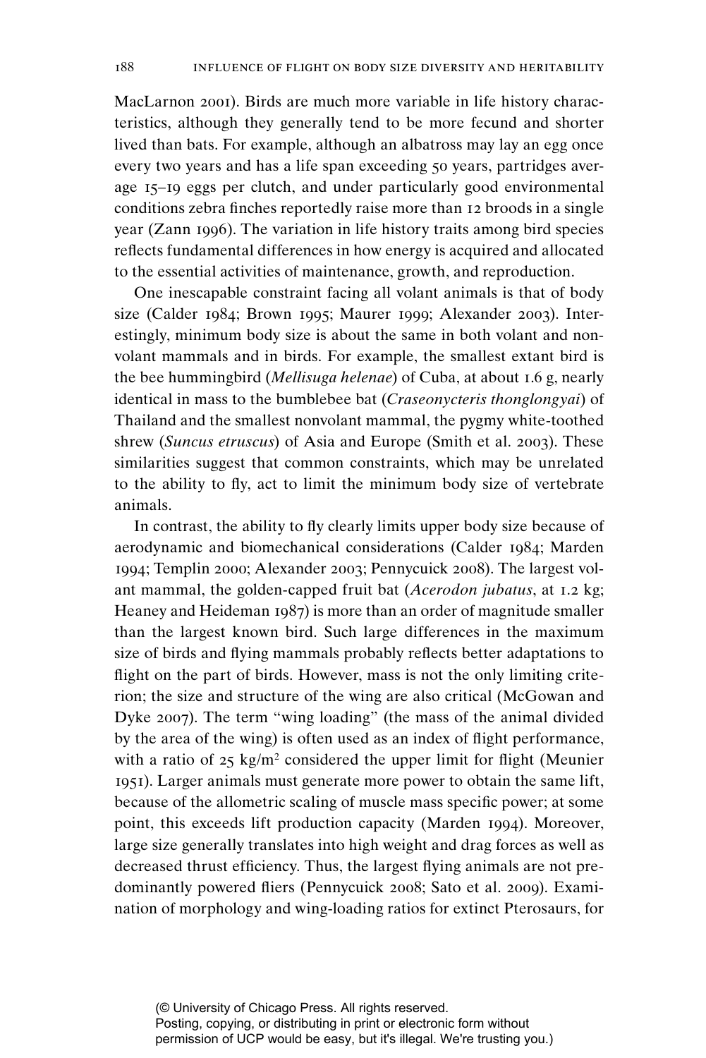MacLarnon 2001). Birds are much more variable in life history characteristics, although they generally tend to be more fecund and shorter lived than bats. For example, although an albatross may lay an egg once every two years and has a life span exceeding 50 years, partridges average 15–19 eggs per clutch, and under particularly good environmental conditions zebra finches reportedly raise more than 12 broods in a single year (Zann 1996). The variation in life history traits among bird species reflects fundamental differences in how energy is acquired and allocated to the essential activities of maintenance, growth, and reproduction.

One inescapable constraint facing all volant animals is that of body size (Calder 1984; Brown 1995; Maurer 1999; Alexander 2003). Interestingly, minimum body size is about the same in both volant and nonvolant mammals and in birds. For example, the smallest extant bird is the bee hummingbird (*Mellisuga helenae*) of Cuba, at about 1.6 g, nearly identical in mass to the bumblebee bat (*Craseonycteris thonglongyai*) of Thailand and the smallest nonvolant mammal, the pygmy white-toothed shrew (*Suncus etruscus*) of Asia and Europe (Smith et al. 2003). These similarities suggest that common constraints, which may be unrelated to the ability to fly, act to limit the minimum body size of vertebrate animals.

In contrast, the ability to fly clearly limits upper body size because of aerodynamic and biomechanical considerations (Calder 1984; Marden 1994; Templin 2000; Alexander 2003; Pennycuick 2008). The largest volant mammal, the golden-capped fruit bat (*Acerodon jubatus*, at 1.2 kg; Heaney and Heideman 1987) is more than an order of magnitude smaller than the largest known bird. Such large differences in the maximum size of birds and flying mammals probably reflects better adaptations to flight on the part of birds. However, mass is not the only limiting criterion; the size and structure of the wing are also critical (McGowan and Dyke 2007). The term "wing loading" (the mass of the animal divided by the area of the wing) is often used as an index of flight performance, with a ratio of 25 kg/m$^2$ considered the upper limit for flight (Meunier 1951). Larger animals must generate more power to obtain the same lift, because of the allometric scaling of muscle mass specific power; at some point, this exceeds lift production capacity (Marden 1994). Moreover, large size generally translates into high weight and drag forces as well as decreased thrust efficiency. Thus, the largest flying animals are not predominantly powered fliers (Pennycuick 2008; Sato et al. 2009). Examination of morphology and wing-loading ratios for extinct Pterosaurs, for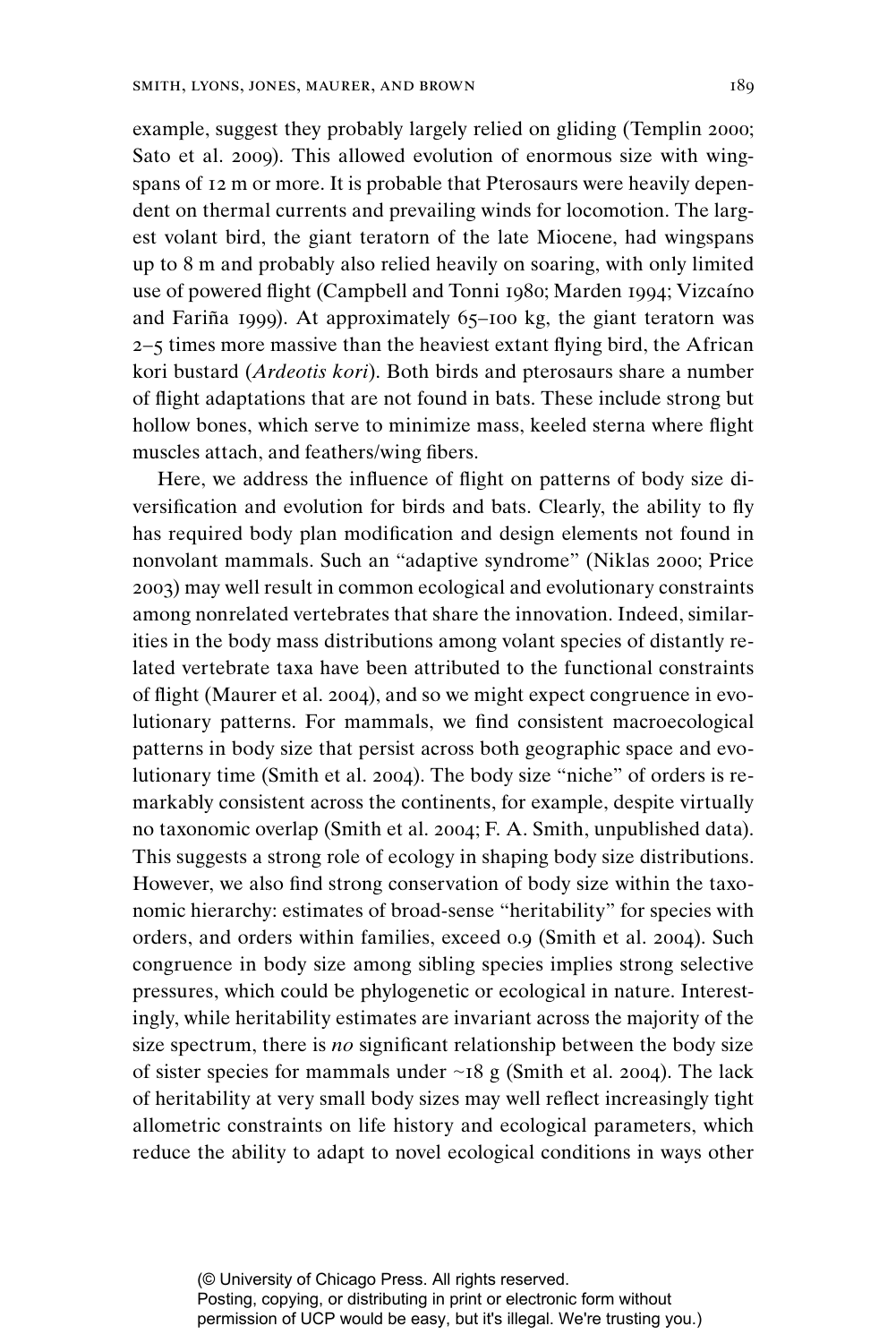example, suggest they probably largely relied on gliding (Templin 2000; Sato et al. 2009). This allowed evolution of enormous size with wingspans of 12 m or more. It is probable that Pterosaurs were heavily dependent on thermal currents and prevailing winds for locomotion. The largest volant bird, the giant teratorn of the late Miocene, had wingspans up to 8 m and probably also relied heavily on soaring, with only limited use of powered flight (Campbell and Tonni 1980; Marden 1994; Vizcaíno and Fariña 1999). At approximately 65–100 kg, the giant teratorn was 2–5 times more massive than the heaviest extant flying bird, the African kori bustard (*Ardeotis kori*). Both birds and pterosaurs share a number of flight adaptations that are not found in bats. These include strong but hollow bones, which serve to minimize mass, keeled sterna where flight muscles attach, and feathers/wing fibers.

Here, we address the influence of flight on patterns of body size diversification and evolution for birds and bats. Clearly, the ability to fly has required body plan modification and design elements not found in nonvolant mammals. Such an "adaptive syndrome" (Niklas 2000; Price 2003) may well result in common ecological and evolutionary constraints among nonrelated vertebrates that share the innovation. Indeed, similarities in the body mass distributions among volant species of distantly related vertebrate taxa have been attributed to the functional constraints of flight (Maurer et al. 2004), and so we might expect congruence in evolutionary patterns. For mammals, we find consistent macroecological patterns in body size that persist across both geographic space and evolutionary time (Smith et al. 2004). The body size "niche" of orders is remarkably consistent across the continents, for example, despite virtually no taxonomic overlap (Smith et al. 2004; F. A. Smith, unpublished data). This suggests a strong role of ecology in shaping body size distributions. However, we also find strong conservation of body size within the taxonomic hierarchy: estimates of broad-sense "heritability" for species with orders, and orders within families, exceed 0.9 (Smith et al. 2004). Such congruence in body size among sibling species implies strong selective pressures, which could be phylogenetic or ecological in nature. Interestingly, while heritability estimates are invariant across the majority of the size spectrum, there is *no* significant relationship between the body size of sister species for mammals under ~18 g (Smith et al. 2004). The lack of heritability at very small body sizes may well reflect increasingly tight allometric constraints on life history and ecological parameters, which reduce the ability to adapt to novel ecological conditions in ways other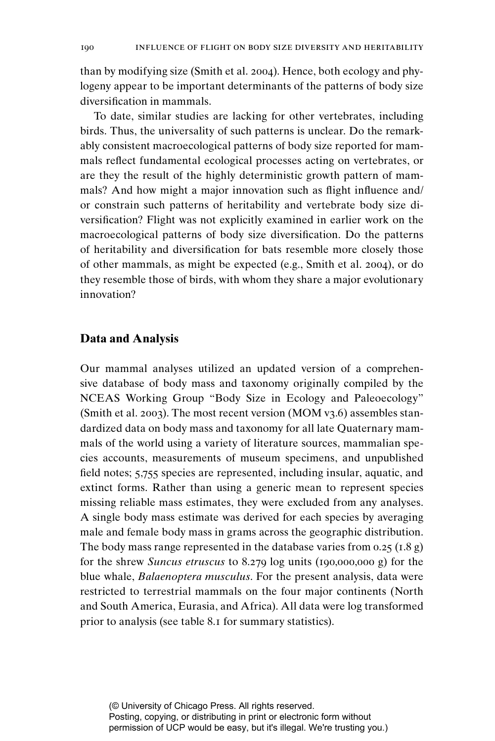than by modifying size (Smith et al. 2004). Hence, both ecology and phylogeny appear to be important determinants of the patterns of body size diversification in mammals.

To date, similar studies are lacking for other vertebrates, including birds. Thus, the universality of such patterns is unclear. Do the remarkably consistent macroecological patterns of body size reported for mammals reflect fundamental ecological processes acting on vertebrates, or are they the result of the highly deterministic growth pattern of mammals? And how might a major innovation such as flight influence and/or constrain such patterns of heritability and vertebrate body size diversification? Flight was not explicitly examined in earlier work on the macroecological patterns of body size diversification. Do the patterns of heritability and diversification for bats resemble more closely those of other mammals, as might be expected (e.g., Smith et al. 2004), or do they resemble those of birds, with whom they share a major evolutionary innovation?

## Data and Analysis

Our mammal analyses utilized an updated version of a comprehensive database of body mass and taxonomy originally compiled by the NCEAS Working Group "Body Size in Ecology and Paleoecology" (Smith et al. 2003). The most recent version (MOM v3.6) assembles standardized data on body mass and taxonomy for all late Quaternary mammals of the world using a variety of literature sources, mammalian species accounts, measurements of museum specimens, and unpublished field notes; 5,755 species are represented, including insular, aquatic, and extinct forms. Rather than using a generic mean to represent species missing reliable mass estimates, they were excluded from any analyses. A single body mass estimate was derived for each species by averaging male and female body mass in grams across the geographic distribution. The body mass range represented in the database varies from 0.25 (1.8 g) for the shrew *Suncus etruscus* to 8.279 log units (190,000,000 g) for the blue whale, *Balaenoptera musculus*. For the present analysis, data were restricted to terrestrial mammals on the four major continents (North and South America, Eurasia, and Africa). All data were log transformed prior to analysis (see table 8.1 for summary statistics).

(© University of Chicago Press. All rights reserved.
Posting, copying, or distributing in print or electronic form without permission of UCP would be easy, but it's illegal. We're trusting you.)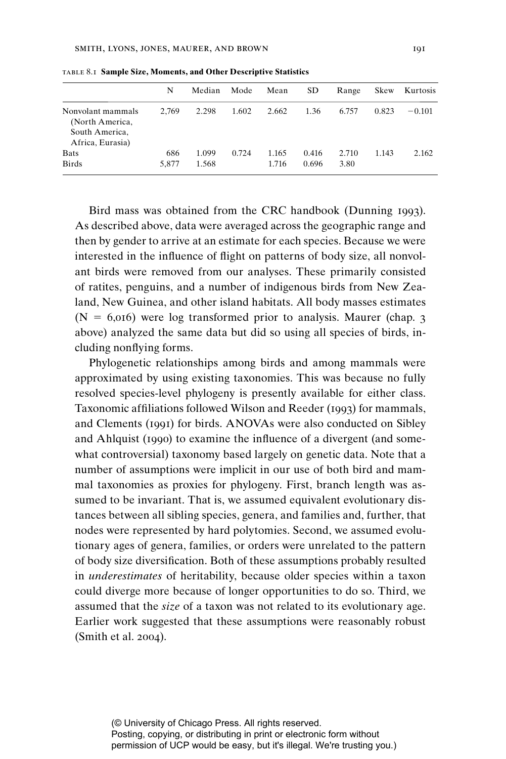TABLE 8.1 **Sample Size, Moments, and Other Descriptive Statistics**

| | N | Median | Mode | Mean | SD | Range | Skew | Kurtosis |
|---|---|---|---|---|---|---|---|---|
| Nonvolant mammals (North America, South America, Africa, Eurasia) | 2,769 | 2.298 | 1.602 | 2.662 | 1.36 | 6.757 | 0.823 | −0.101 |
| Bats | 686 | 1.099 | 0.724 | 1.165 | 0.416 | 2.710 | 1.143 | 2.162 |
| Birds | 5,877 | 1.568 | | 1.716 | 0.696 | 3.80 | | |

Bird mass was obtained from the CRC handbook (Dunning 1993). As described above, data were averaged across the geographic range and then by gender to arrive at an estimate for each species. Because we were interested in the influence of flight on patterns of body size, all nonvolant birds were removed from our analyses. These primarily consisted of ratites, penguins, and a number of indigenous birds from New Zealand, New Guinea, and other island habitats. All body masses estimates (N = 6,016) were log transformed prior to analysis. Maurer (chap. 3 above) analyzed the same data but did so using all species of birds, including nonflying forms.

Phylogenetic relationships among birds and among mammals were approximated by using existing taxonomies. This was because no fully resolved species-level phylogeny is presently available for either class. Taxonomic affiliations followed Wilson and Reeder (1993) for mammals, and Clements (1991) for birds. ANOVAs were also conducted on Sibley and Ahlquist (1990) to examine the influence of a divergent (and somewhat controversial) taxonomy based largely on genetic data. Note that a number of assumptions were implicit in our use of both bird and mammal taxonomies as proxies for phylogeny. First, branch length was assumed to be invariant. That is, we assumed equivalent evolutionary distances between all sibling species, genera, and families and, further, that nodes were represented by hard polytomies. Second, we assumed evolutionary ages of genera, families, or orders were unrelated to the pattern of body size diversification. Both of these assumptions probably resulted in *underestimates* of heritability, because older species within a taxon could diverge more because of longer opportunities to do so. Third, we assumed that the *size* of a taxon was not related to its evolutionary age. Earlier work suggested that these assumptions were reasonably robust (Smith et al. 2004).

(© University of Chicago Press. All rights reserved.
Posting, copying, or distributing in print or electronic form without permission of UCP would be easy, but it's illegal. We're trusting you.)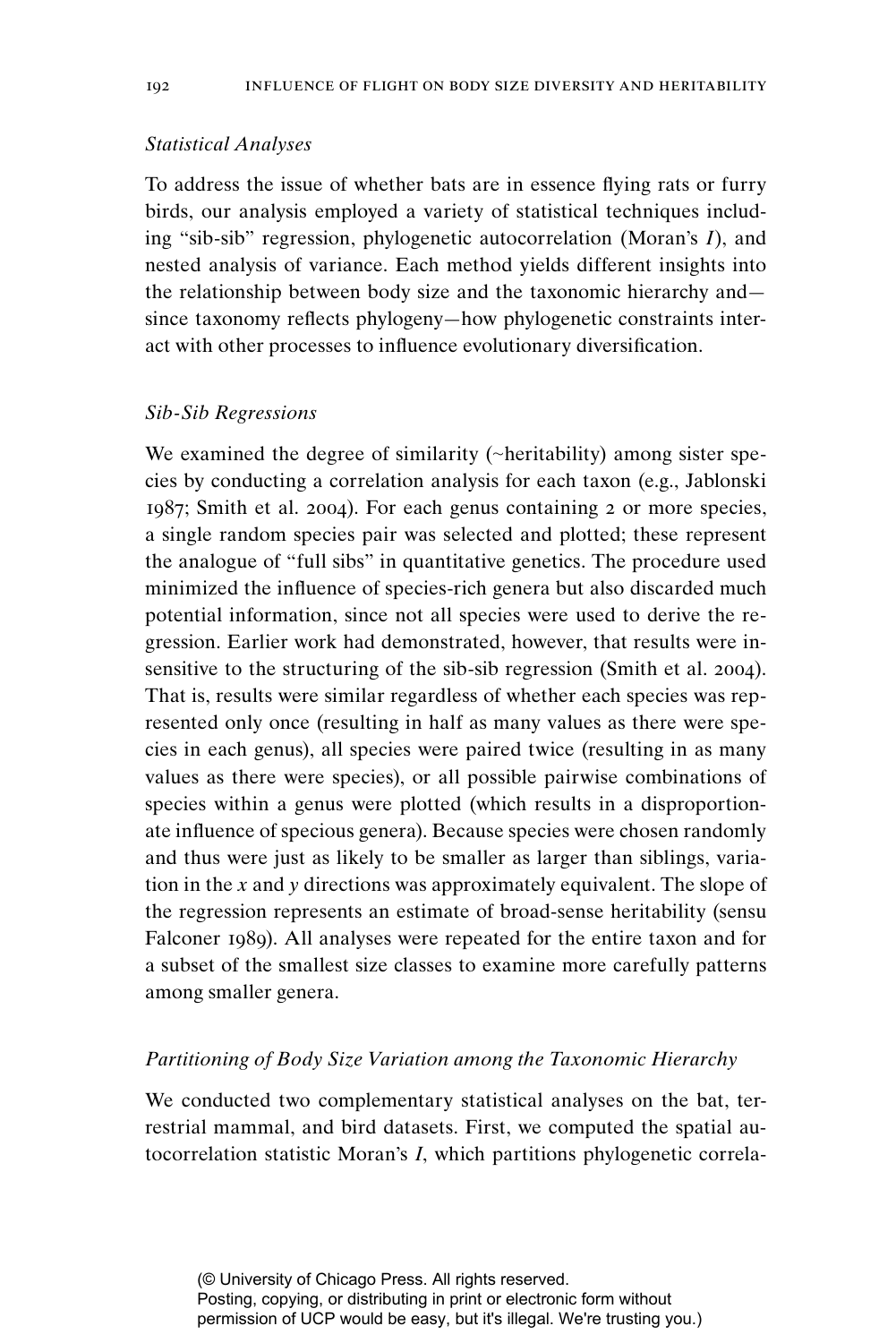### *Statistical Analyses*

To address the issue of whether bats are in essence flying rats or furry birds, our analysis employed a variety of statistical techniques including "sib-sib" regression, phylogenetic autocorrelation (Moran's $I$), and nested analysis of variance. Each method yields different insights into the relationship between body size and the taxonomic hierarchy and—since taxonomy reflects phylogeny—how phylogenetic constraints interact with other processes to influence evolutionary diversification.

### *Sib-Sib Regressions*

We examined the degree of similarity (~heritability) among sister species by conducting a correlation analysis for each taxon (e.g., Jablonski 1987; Smith et al. 2004). For each genus containing 2 or more species, a single random species pair was selected and plotted; these represent the analogue of "full sibs" in quantitative genetics. The procedure used minimized the influence of species-rich genera but also discarded much potential information, since not all species were used to derive the regression. Earlier work had demonstrated, however, that results were insensitive to the structuring of the sib-sib regression (Smith et al. 2004). That is, results were similar regardless of whether each species was represented only once (resulting in half as many values as there were species in each genus), all species were paired twice (resulting in as many values as there were species), or all possible pairwise combinations of species within a genus were plotted (which results in a disproportionate influence of specious genera). Because species were chosen randomly and thus were just as likely to be smaller as larger than siblings, variation in the $x$ and $y$ directions was approximately equivalent. The slope of the regression represents an estimate of broad-sense heritability (sensu Falconer 1989). All analyses were repeated for the entire taxon and for a subset of the smallest size classes to examine more carefully patterns among smaller genera.

### *Partitioning of Body Size Variation among the Taxonomic Hierarchy*

We conducted two complementary statistical analyses on the bat, terrestrial mammal, and bird datasets. First, we computed the spatial autocorrelation statistic Moran's $I$, which partitions phylogenetic correla-

(© University of Chicago Press. All rights reserved.
Posting, copying, or distributing in print or electronic form without permission of UCP would be easy, but it's illegal. We're trusting you.)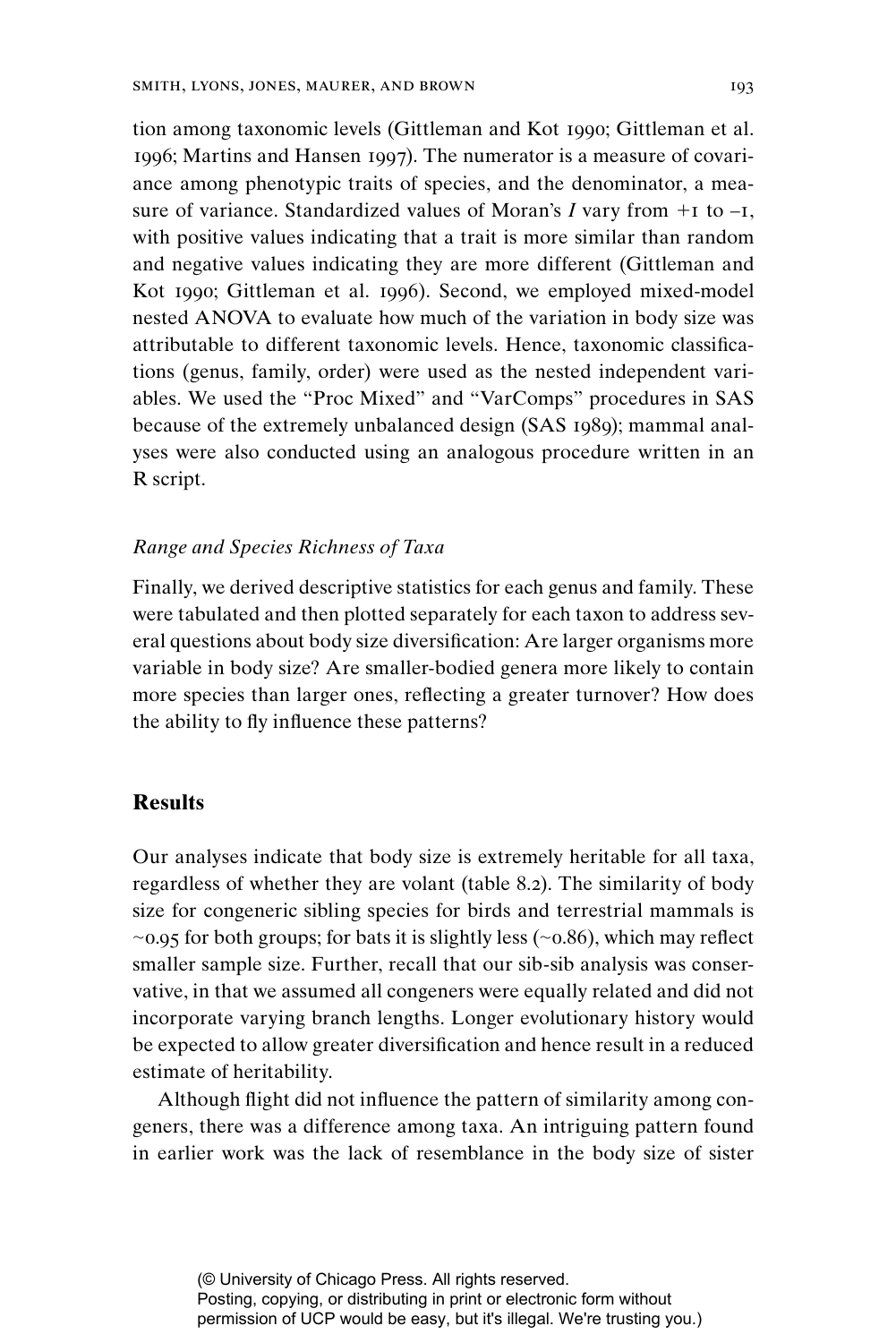tion among taxonomic levels (Gittleman and Kot 1990; Gittleman et al. 1996; Martins and Hansen 1997). The numerator is a measure of covariance among phenotypic traits of species, and the denominator, a measure of variance. Standardized values of Moran's $I$ vary from +1 to –1, with positive values indicating that a trait is more similar than random and negative values indicating they are more different (Gittleman and Kot 1990; Gittleman et al. 1996). Second, we employed mixed-model nested ANOVA to evaluate how much of the variation in body size was attributable to different taxonomic levels. Hence, taxonomic classifications (genus, family, order) were used as the nested independent variables. We used the "Proc Mixed" and "VarComps" procedures in SAS because of the extremely unbalanced design (SAS 1989); mammal analyses were also conducted using an analogous procedure written in an R script.

### *Range and Species Richness of Taxa*

Finally, we derived descriptive statistics for each genus and family. These were tabulated and then plotted separately for each taxon to address several questions about body size diversification: Are larger organisms more variable in body size? Are smaller-bodied genera more likely to contain more species than larger ones, reflecting a greater turnover? How does the ability to fly influence these patterns?

## **Results**

Our analyses indicate that body size is extremely heritable for all taxa, regardless of whether they are volant (table 8.2). The similarity of body size for congeneric sibling species for birds and terrestrial mammals is ~0.95 for both groups; for bats it is slightly less (~0.86), which may reflect smaller sample size. Further, recall that our sib-sib analysis was conservative, in that we assumed all congeners were equally related and did not incorporate varying branch lengths. Longer evolutionary history would be expected to allow greater diversification and hence result in a reduced estimate of heritability.

Although flight did not influence the pattern of similarity among congeners, there was a difference among taxa. An intriguing pattern found in earlier work was the lack of resemblance in the body size of sister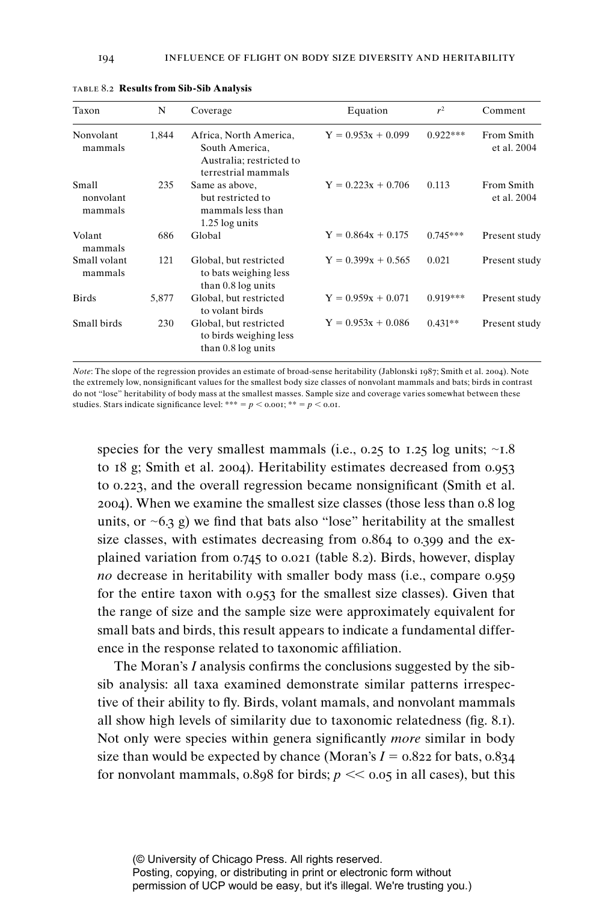TABLE 8.2 **Results from Sib-Sib Analysis**

| Taxon | N | Coverage | Equation | $r^2$ | Comment |
|---|---|---|---|---|---|
| Nonvolant mammals | 1,844 | Africa, North America, South America, Australia; restricted to terrestrial mammals | Y = 0.953x + 0.099 | 0.922*** | From Smith et al. 2004 |
| Small nonvolant mammals | 235 | Same as above, but restricted to mammals less than 1.25 log units | Y = 0.223x + 0.706 | 0.113 | From Smith et al. 2004 |
| Volant mammals | 686 | Global | Y = 0.864x + 0.175 | 0.745*** | Present study |
| Small volant mammals | 121 | Global, but restricted to bats weighing less than 0.8 log units | Y = 0.399x + 0.565 | 0.021 | Present study |
| Birds | 5,877 | Global, but restricted to volant birds | Y = 0.959x + 0.071 | 0.919*** | Present study |
| Small birds | 230 | Global, but restricted to birds weighing less than 0.8 log units | Y = 0.953x + 0.086 | 0.431** | Present study |

*Note*: The slope of the regression provides an estimate of broad-sense heritability (Jablonski 1987; Smith et al. 2004). Note the extremely low, nonsignificant values for the smallest body size classes of nonvolant mammals and bats; birds in contrast do not "lose" heritability of body mass at the smallest masses. Sample size and coverage varies somewhat between these studies. Stars indicate significance level: *** = $p < 0.001$; ** = $p < 0.01$.

species for the very smallest mammals (i.e., 0.25 to 1.25 log units; ~1.8 to 18 g; Smith et al. 2004). Heritability estimates decreased from 0.953 to 0.223, and the overall regression became nonsignificant (Smith et al. 2004). When we examine the smallest size classes (those less than 0.8 log units, or ~6.3 g) we find that bats also "lose" heritability at the smallest size classes, with estimates decreasing from 0.864 to 0.399 and the explained variation from 0.745 to 0.021 (table 8.2). Birds, however, display *no* decrease in heritability with smaller body mass (i.e., compare 0.959 for the entire taxon with 0.953 for the smallest size classes). Given that the range of size and the sample size were approximately equivalent for small bats and birds, this result appears to indicate a fundamental difference in the response related to taxonomic affiliation.

The Moran's $I$ analysis confirms the conclusions suggested by the sib-sib analysis: all taxa examined demonstrate similar patterns irrespective of their ability to fly. Birds, volant mamals, and nonvolant mammals all show high levels of similarity due to taxonomic relatedness (fig. 8.1). Not only were species within genera significantly *more* similar in body size than would be expected by chance (Moran's $I = 0.822$ for bats, 0.834 for nonvolant mammals, 0.898 for birds; $p << 0.05$ in all cases), but this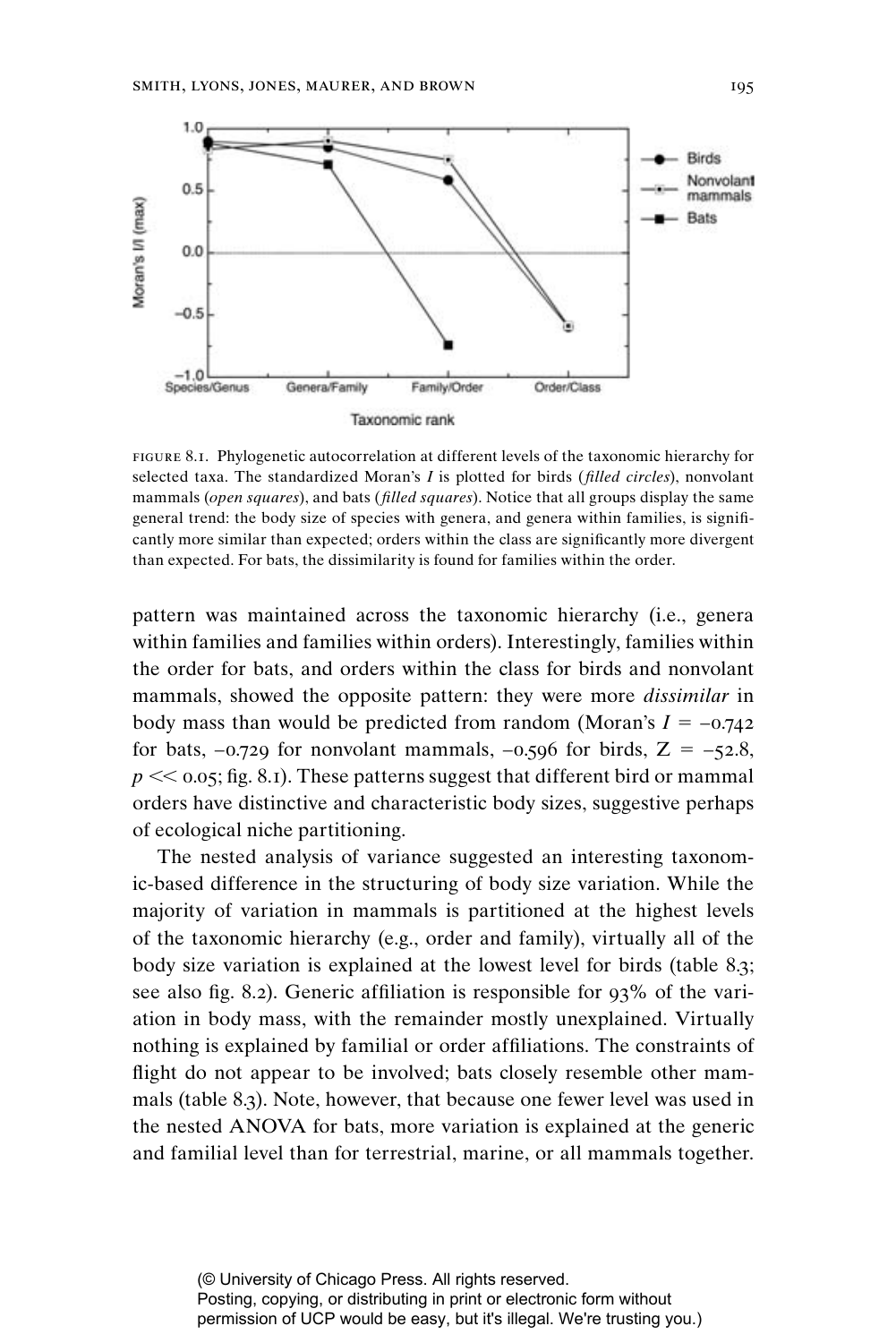FIGURE 8.1. Phylogenetic autocorrelation at different levels of the taxonomic hierarchy for selected taxa. The standardized Moran's $I$ is plotted for birds (*filled circles*), nonvolant mammals (*open squares*), and bats (*filled squares*). Notice that all groups display the same general trend: the body size of species with genera, and genera within families, is significantly more similar than expected; orders within the class are significantly more divergent than expected. For bats, the dissimilarity is found for families within the order.

pattern was maintained across the taxonomic hierarchy (i.e., genera within families and families within orders). Interestingly, families within the order for bats, and orders within the class for birds and nonvolant mammals, showed the opposite pattern: they were more *dissimilar* in body mass than would be predicted from random (Moran's $I = -0.742$ for bats, $-0.729$ for nonvolant mammals, $-0.596$ for birds, $Z = -52.8$, $p \ll 0.05$; fig. 8.1). These patterns suggest that different bird or mammal orders have distinctive and characteristic body sizes, suggestive perhaps of ecological niche partitioning.

The nested analysis of variance suggested an interesting taxonomic-based difference in the structuring of body size variation. While the majority of variation in mammals is partitioned at the highest levels of the taxonomic hierarchy (e.g., order and family), virtually all of the body size variation is explained at the lowest level for birds (table 8.3; see also fig. 8.2). Generic affiliation is responsible for 93% of the variation in body mass, with the remainder mostly unexplained. Virtually nothing is explained by familial or order affiliations. The constraints of flight do not appear to be involved; bats closely resemble other mammals (table 8.3). Note, however, that because one fewer level was used in the nested ANOVA for bats, more variation is explained at the generic and familial level than for terrestrial, marine, or all mammals together.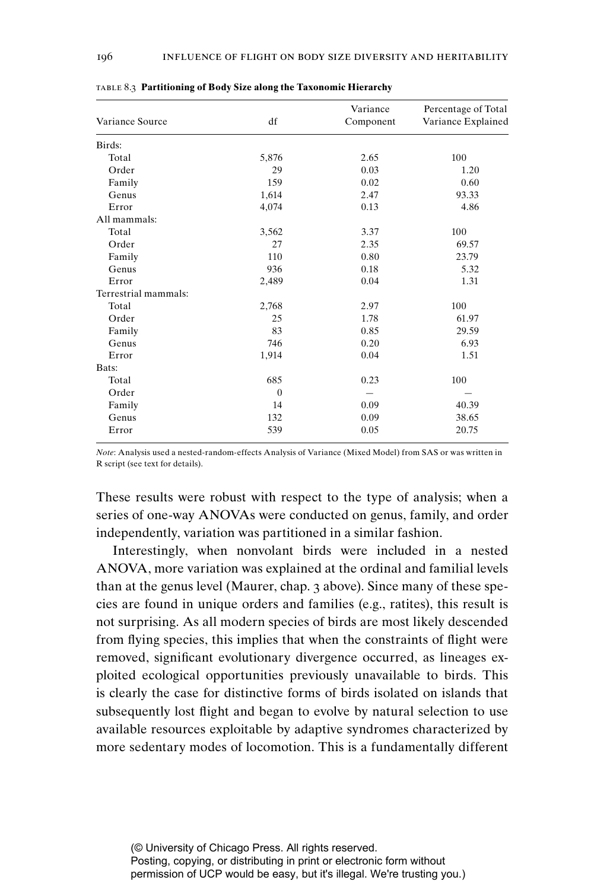TABLE 8.3 **Partitioning of Body Size along the Taxonomic Hierarchy**

| Variance Source | df | Variance Component | Percentage of Total Variance Explained |
|---|---|---|---|
| Birds: | | | |
| Total | 5,876 | 2.65 | 100 |
| Order | 29 | 0.03 | 1.20 |
| Family | 159 | 0.02 | 0.60 |
| Genus | 1,614 | 2.47 | 93.33 |
| Error | 4,074 | 0.13 | 4.86 |
| All mammals: | | | |
| Total | 3,562 | 3.37 | 100 |
| Order | 27 | 2.35 | 69.57 |
| Family | 110 | 0.80 | 23.79 |
| Genus | 936 | 0.18 | 5.32 |
| Error | 2,489 | 0.04 | 1.31 |
| Terrestrial mammals: | | | |
| Total | 2,768 | 2.97 | 100 |
| Order | 25 | 1.78 | 61.97 |
| Family | 83 | 0.85 | 29.59 |
| Genus | 746 | 0.20 | 6.93 |
| Error | 1,914 | 0.04 | 1.51 |
| Bats: | | | |
| Total | 685 | 0.23 | 100 |
| Order | 0 | — | — |
| Family | 14 | 0.09 | 40.39 |
| Genus | 132 | 0.09 | 38.65 |
| Error | 539 | 0.05 | 20.75 |

*Note*: Analysis used a nested-random-effects Analysis of Variance (Mixed Model) from SAS or was written in R script (see text for details).

These results were robust with respect to the type of analysis; when a series of one-way ANOVAs were conducted on genus, family, and order independently, variation was partitioned in a similar fashion.

Interestingly, when nonvolant birds were included in a nested ANOVA, more variation was explained at the ordinal and familial levels than at the genus level (Maurer, chap. 3 above). Since many of these species are found in unique orders and families (e.g., ratites), this result is not surprising. As all modern species of birds are most likely descended from flying species, this implies that when the constraints of flight were removed, significant evolutionary divergence occurred, as lineages exploited ecological opportunities previously unavailable to birds. This is clearly the case for distinctive forms of birds isolated on islands that subsequently lost flight and began to evolve by natural selection to use available resources exploitable by adaptive syndromes characterized by more sedentary modes of locomotion. This is a fundamentally different

(© University of Chicago Press. All rights reserved.
Posting, copying, or distributing in print or electronic form without permission of UCP would be easy, but it's illegal. We're trusting you.)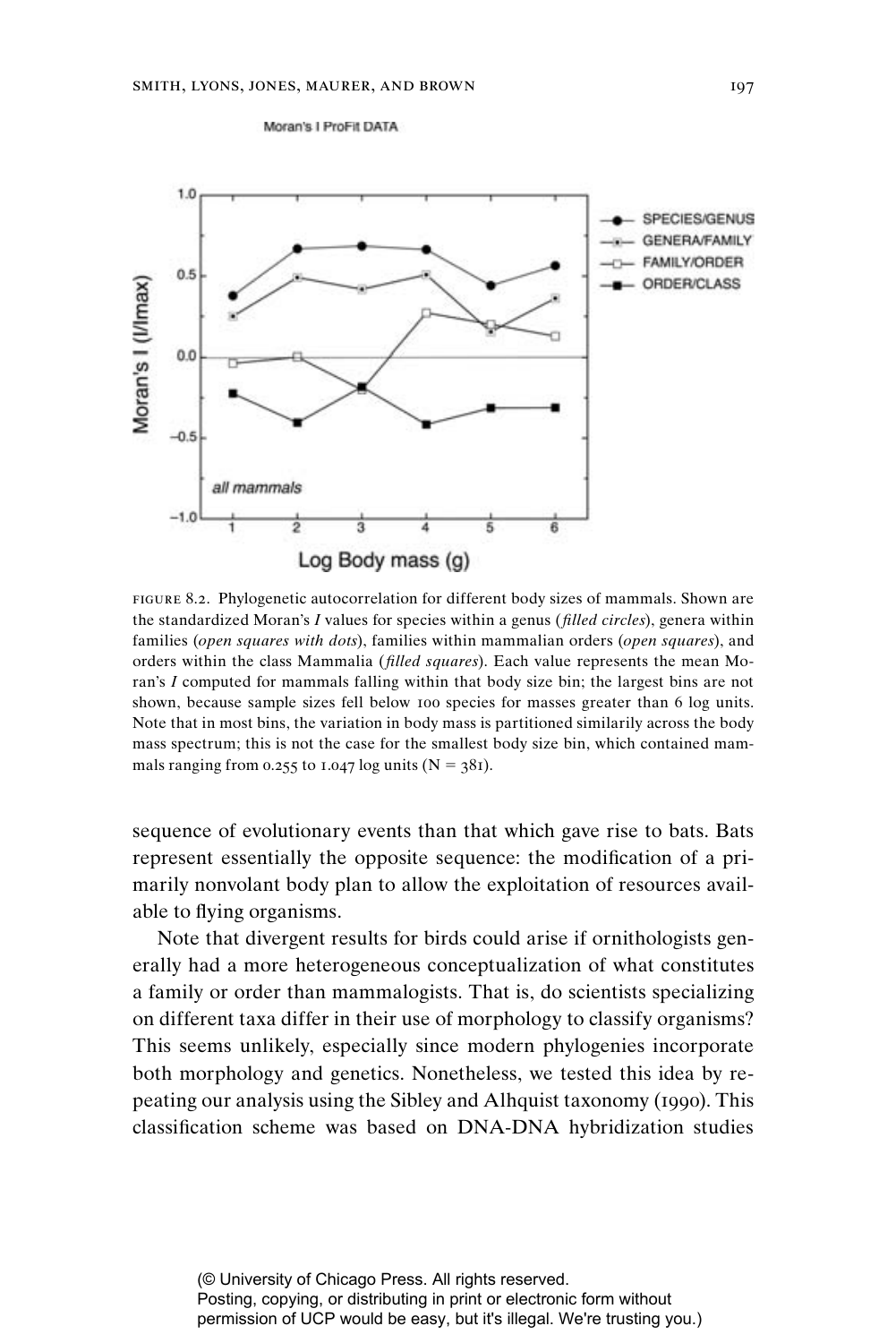FIGURE 8.2. Phylogenetic autocorrelation for different body sizes of mammals. Shown are the standardized Moran's *I* values for species within a genus (*filled circles*), genera within families (*open squares with dots*), families within mammalian orders (*open squares*), and orders within the class Mammalia (*filled squares*). Each value represents the mean Moran's *I* computed for mammals falling within that body size bin; the largest bins are not shown, because sample sizes fell below 100 species for masses greater than 6 log units. Note that in most bins, the variation in body mass is partitioned similarily across the body mass spectrum; this is not the case for the smallest body size bin, which contained mammals ranging from 0.255 to 1.047 log units (N = 381).

sequence of evolutionary events than that which gave rise to bats. Bats represent essentially the opposite sequence: the modification of a primarily nonvolant body plan to allow the exploitation of resources available to flying organisms.

Note that divergent results for birds could arise if ornithologists generally had a more heterogeneous conceptualization of what constitutes a family or order than mammalogists. That is, do scientists specializing on different taxa differ in their use of morphology to classify organisms? This seems unlikely, especially since modern phylogenies incorporate both morphology and genetics. Nonetheless, we tested this idea by repeating our analysis using the Sibley and Alhquist taxonomy (1990). This classification scheme was based on DNA-DNA hybridization studies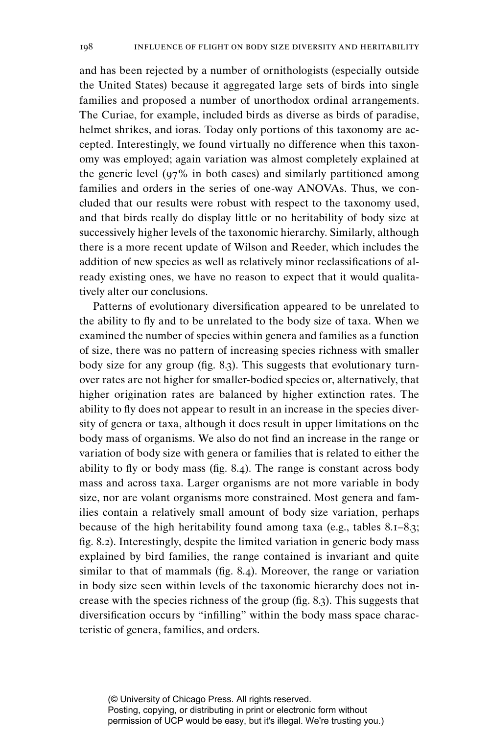and has been rejected by a number of ornithologists (especially outside the United States) because it aggregated large sets of birds into single families and proposed a number of unorthodox ordinal arrangements. The Curiae, for example, included birds as diverse as birds of paradise, helmet shrikes, and ioras. Today only portions of this taxonomy are accepted. Interestingly, we found virtually no difference when this taxonomy was employed; again variation was almost completely explained at the generic level (97% in both cases) and similarly partitioned among families and orders in the series of one-way ANOVAs. Thus, we concluded that our results were robust with respect to the taxonomy used, and that birds really do display little or no heritability of body size at successively higher levels of the taxonomic hierarchy. Similarly, although there is a more recent update of Wilson and Reeder, which includes the addition of new species as well as relatively minor reclassifications of already existing ones, we have no reason to expect that it would qualitatively alter our conclusions.

Patterns of evolutionary diversification appeared to be unrelated to the ability to fly and to be unrelated to the body size of taxa. When we examined the number of species within genera and families as a function of size, there was no pattern of increasing species richness with smaller body size for any group (fig. 8.3). This suggests that evolutionary turnover rates are not higher for smaller-bodied species or, alternatively, that higher origination rates are balanced by higher extinction rates. The ability to fly does not appear to result in an increase in the species diversity of genera or taxa, although it does result in upper limitations on the body mass of organisms. We also do not find an increase in the range or variation of body size with genera or families that is related to either the ability to fly or body mass (fig. 8.4). The range is constant across body mass and across taxa. Larger organisms are not more variable in body size, nor are volant organisms more constrained. Most genera and families contain a relatively small amount of body size variation, perhaps because of the high heritability found among taxa (e.g., tables 8.1–8.3; fig. 8.2). Interestingly, despite the limited variation in generic body mass explained by bird families, the range contained is invariant and quite similar to that of mammals (fig. 8.4). Moreover, the range or variation in body size seen within levels of the taxonomic hierarchy does not increase with the species richness of the group (fig. 8.3). This suggests that diversification occurs by "infilling" within the body mass space characteristic of genera, families, and orders.

(© University of Chicago Press. All rights reserved.
Posting, copying, or distributing in print or electronic form without permission of UCP would be easy, but it's illegal. We're trusting you.)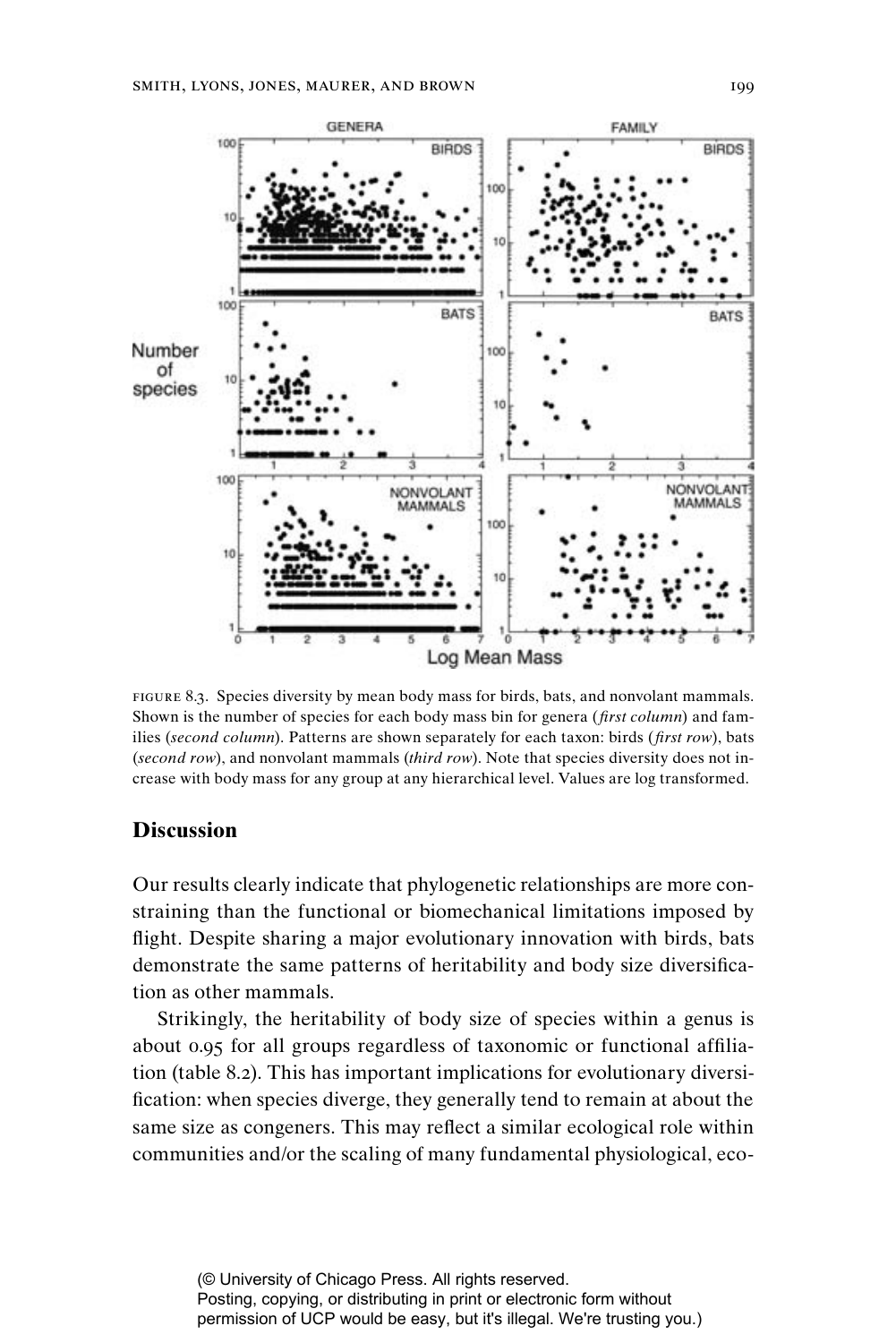FIGURE 8.3. Species diversity by mean body mass for birds, bats, and nonvolant mammals. Shown is the number of species for each body mass bin for genera (*first column*) and families (*second column*). Patterns are shown separately for each taxon: birds (*first row*), bats (*second row*), and nonvolant mammals (*third row*). Note that species diversity does not increase with body mass for any group at any hierarchical level. Values are log transformed.

## Discussion

Our results clearly indicate that phylogenetic relationships are more constraining than the functional or biomechanical limitations imposed by flight. Despite sharing a major evolutionary innovation with birds, bats demonstrate the same patterns of heritability and body size diversification as other mammals.

Strikingly, the heritability of body size of species within a genus is about 0.95 for all groups regardless of taxonomic or functional affiliation (table 8.2). This has important implications for evolutionary diversification: when species diverge, they generally tend to remain at about the same size as congeners. This may reflect a similar ecological role within communities and/or the scaling of many fundamental physiological, eco-

(© University of Chicago Press. All rights reserved.
Posting, copying, or distributing in print or electronic form without permission of UCP would be easy, but it's illegal. We're trusting you.)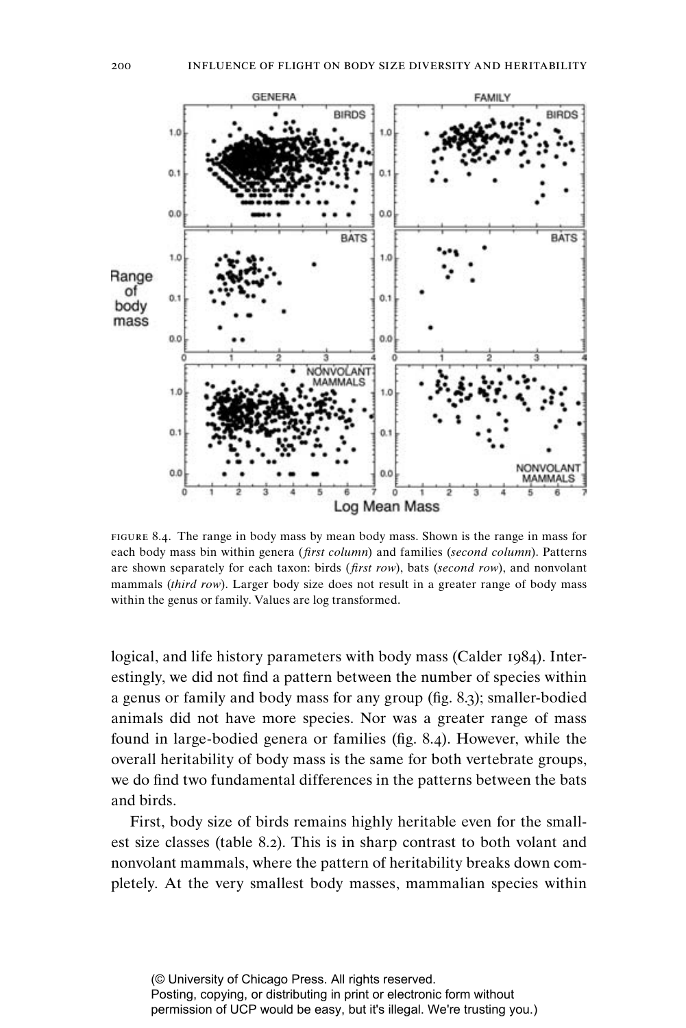FIGURE 8.4. The range in body mass by mean body mass. Shown is the range in mass for each body mass bin within genera (*first column*) and families (*second column*). Patterns are shown separately for each taxon: birds (*first row*), bats (*second row*), and nonvolant mammals (*third row*). Larger body size does not result in a greater range of body mass within the genus or family. Values are log transformed.

logical, and life history parameters with body mass (Calder 1984). Interestingly, we did not find a pattern between the number of species within a genus or family and body mass for any group (fig. 8.3); smaller-bodied animals did not have more species. Nor was a greater range of mass found in large-bodied genera or families (fig. 8.4). However, while the overall heritability of body mass is the same for both vertebrate groups, we do find two fundamental differences in the patterns between the bats and birds.

First, body size of birds remains highly heritable even for the smallest size classes (table 8.2). This is in sharp contrast to both volant and nonvolant mammals, where the pattern of heritability breaks down completely. At the very smallest body masses, mammalian species within

(© University of Chicago Press. All rights reserved.
Posting, copying, or distributing in print or electronic form without permission of UCP would be easy, but it's illegal. We're trusting you.)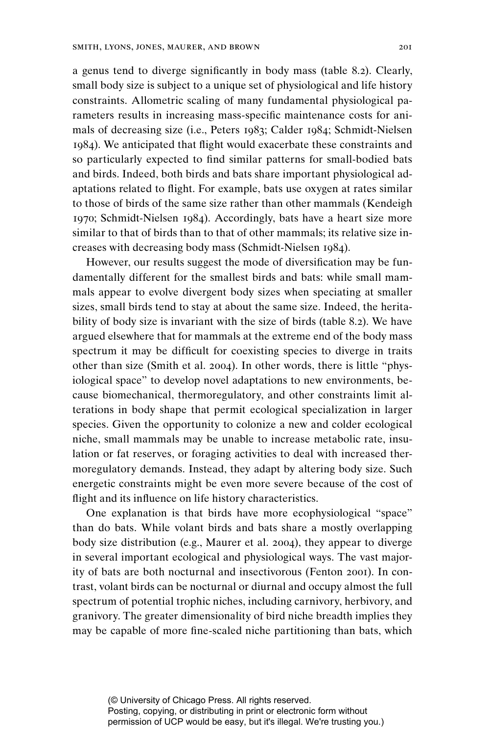a genus tend to diverge significantly in body mass (table 8.2). Clearly, small body size is subject to a unique set of physiological and life history constraints. Allometric scaling of many fundamental physiological parameters results in increasing mass-specific maintenance costs for animals of decreasing size (i.e., Peters 1983; Calder 1984; Schmidt-Nielsen 1984). We anticipated that flight would exacerbate these constraints and so particularly expected to find similar patterns for small-bodied bats and birds. Indeed, both birds and bats share important physiological adaptations related to flight. For example, bats use oxygen at rates similar to those of birds of the same size rather than other mammals (Kendeigh 1970; Schmidt-Nielsen 1984). Accordingly, bats have a heart size more similar to that of birds than to that of other mammals; its relative size increases with decreasing body mass (Schmidt-Nielsen 1984).

However, our results suggest the mode of diversification may be fundamentally different for the smallest birds and bats: while small mammals appear to evolve divergent body sizes when speciating at smaller sizes, small birds tend to stay at about the same size. Indeed, the heritability of body size is invariant with the size of birds (table 8.2). We have argued elsewhere that for mammals at the extreme end of the body mass spectrum it may be difficult for coexisting species to diverge in traits other than size (Smith et al. 2004). In other words, there is little "physiological space" to develop novel adaptations to new environments, because biomechanical, thermoregulatory, and other constraints limit alterations in body shape that permit ecological specialization in larger species. Given the opportunity to colonize a new and colder ecological niche, small mammals may be unable to increase metabolic rate, insulation or fat reserves, or foraging activities to deal with increased thermoregulatory demands. Instead, they adapt by altering body size. Such energetic constraints might be even more severe because of the cost of flight and its influence on life history characteristics.

One explanation is that birds have more ecophysiological "space" than do bats. While volant birds and bats share a mostly overlapping body size distribution (e.g., Maurer et al. 2004), they appear to diverge in several important ecological and physiological ways. The vast majority of bats are both nocturnal and insectivorous (Fenton 2001). In contrast, volant birds can be nocturnal or diurnal and occupy almost the full spectrum of potential trophic niches, including carnivory, herbivory, and granivory. The greater dimensionality of bird niche breadth implies they may be capable of more fine-scaled niche partitioning than bats, which

(© University of Chicago Press. All rights reserved.
Posting, copying, or distributing in print or electronic form without permission of UCP would be easy, but it's illegal. We're trusting you.)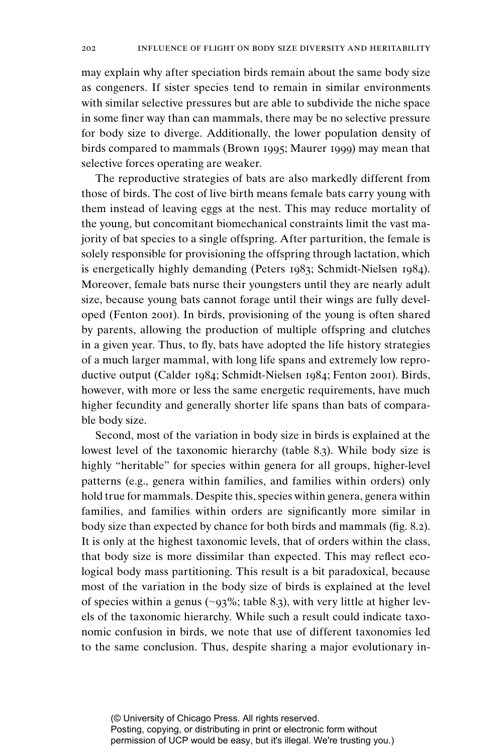may explain why after speciation birds remain about the same body size as congeners. If sister species tend to remain in similar environments with similar selective pressures but are able to subdivide the niche space in some finer way than can mammals, there may be no selective pressure for body size to diverge. Additionally, the lower population density of birds compared to mammals (Brown 1995; Maurer 1999) may mean that selective forces operating are weaker.

The reproductive strategies of bats are also markedly different from those of birds. The cost of live birth means female bats carry young with them instead of leaving eggs at the nest. This may reduce mortality of the young, but concomitant biomechanical constraints limit the vast majority of bat species to a single offspring. After parturition, the female is solely responsible for provisioning the offspring through lactation, which is energetically highly demanding (Peters 1983; Schmidt-Nielsen 1984). Moreover, female bats nurse their youngsters until they are nearly adult size, because young bats cannot forage until their wings are fully developed (Fenton 2001). In birds, provisioning of the young is often shared by parents, allowing the production of multiple offspring and clutches in a given year. Thus, to fly, bats have adopted the life history strategies of a much larger mammal, with long life spans and extremely low reproductive output (Calder 1984; Schmidt-Nielsen 1984; Fenton 2001). Birds, however, with more or less the same energetic requirements, have much higher fecundity and generally shorter life spans than bats of comparable body size.

Second, most of the variation in body size in birds is explained at the lowest level of the taxonomic hierarchy (table 8.3). While body size is highly "heritable" for species within genera for all groups, higher-level patterns (e.g., genera within families, and families within orders) only hold true for mammals. Despite this, species within genera, genera within families, and families within orders are significantly more similar in body size than expected by chance for both birds and mammals (fig. 8.2). It is only at the highest taxonomic levels, that of orders within the class, that body size is more dissimilar than expected. This may reflect ecological body mass partitioning. This result is a bit paradoxical, because most of the variation in the body size of birds is explained at the level of species within a genus (~93%; table 8.3), with very little at higher levels of the taxonomic hierarchy. While such a result could indicate taxonomic confusion in birds, we note that use of different taxonomies led to the same conclusion. Thus, despite sharing a major evolutionary in-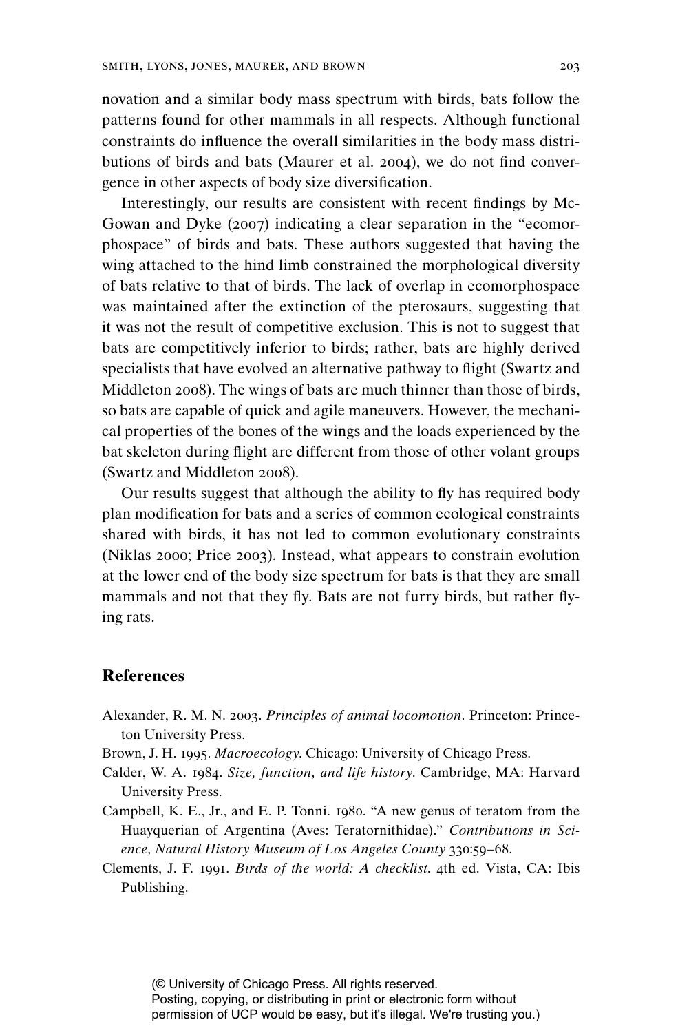novation and a similar body mass spectrum with birds, bats follow the patterns found for other mammals in all respects. Although functional constraints do influence the overall similarities in the body mass distributions of birds and bats (Maurer et al. 2004), we do not find convergence in other aspects of body size diversification.

Interestingly, our results are consistent with recent findings by McGowan and Dyke (2007) indicating a clear separation in the "ecomorphospace" of birds and bats. These authors suggested that having the wing attached to the hind limb constrained the morphological diversity of bats relative to that of birds. The lack of overlap in ecomorphospace was maintained after the extinction of the pterosaurs, suggesting that it was not the result of competitive exclusion. This is not to suggest that bats are competitively inferior to birds; rather, bats are highly derived specialists that have evolved an alternative pathway to flight (Swartz and Middleton 2008). The wings of bats are much thinner than those of birds, so bats are capable of quick and agile maneuvers. However, the mechanical properties of the bones of the wings and the loads experienced by the bat skeleton during flight are different from those of other volant groups (Swartz and Middleton 2008).

Our results suggest that although the ability to fly has required body plan modification for bats and a series of common ecological constraints shared with birds, it has not led to common evolutionary constraints (Niklas 2000; Price 2003). Instead, what appears to constrain evolution at the lower end of the body size spectrum for bats is that they are small mammals and not that they fly. Bats are not furry birds, but rather flying rats.

## References

Alexander, R. M. N. 2003. *Principles of animal locomotion*. Princeton: Princeton University Press.

Brown, J. H. 1995. *Macroecology*. Chicago: University of Chicago Press.

Calder, W. A. 1984. *Size, function, and life history*. Cambridge, MA: Harvard University Press.

Campbell, K. E., Jr., and E. P. Tonni. 1980. "A new genus of teratom from the Huayquerian of Argentina (Aves: Teratornithidae)." *Contributions in Science, Natural History Museum of Los Angeles County* 330:59–68.

Clements, J. F. 1991. *Birds of the world: A checklist*. 4th ed. Vista, CA: Ibis Publishing.

(© University of Chicago Press. All rights reserved.
Posting, copying, or distributing in print or electronic form without permission of UCP would be easy, but it's illegal. We're trusting you.)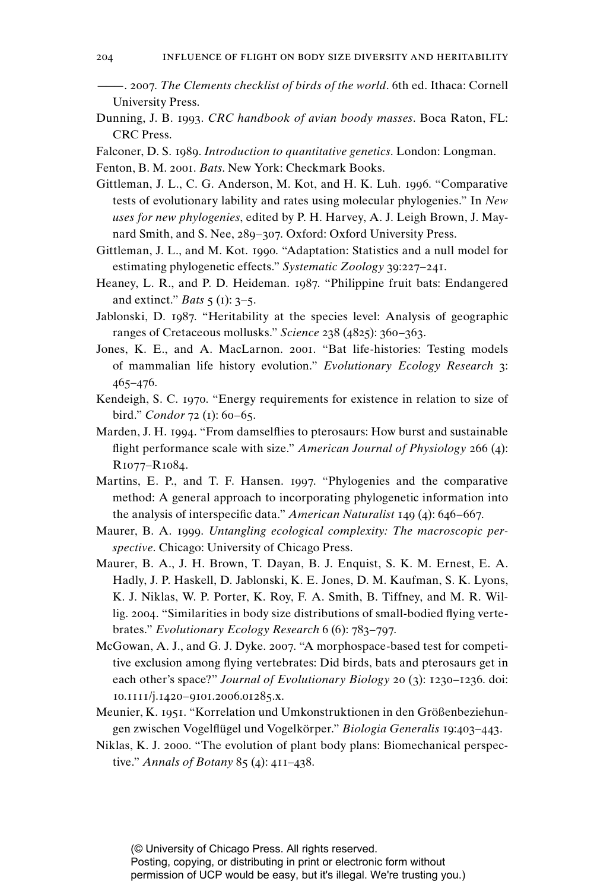——. 2007. *The Clements checklist of birds of the world*. 6th ed. Ithaca: Cornell University Press.

Dunning, J. B. 1993. *CRC handbook of avian boody masses*. Boca Raton, FL: CRC Press.

Falconer, D. S. 1989. *Introduction to quantitative genetics*. London: Longman.

Fenton, B. M. 2001. *Bats*. New York: Checkmark Books.

Gittleman, J. L., C. G. Anderson, M. Kot, and H. K. Luh. 1996. "Comparative tests of evolutionary lability and rates using molecular phylogenies." In *New uses for new phylogenies*, edited by P. H. Harvey, A. J. Leigh Brown, J. Maynard Smith, and S. Nee, 289–307. Oxford: Oxford University Press.

Gittleman, J. L., and M. Kot. 1990. "Adaptation: Statistics and a null model for estimating phylogenetic effects." *Systematic Zoology* 39:227–241.

Heaney, L. R., and P. D. Heideman. 1987. "Philippine fruit bats: Endangered and extinct." *Bats* 5 (1): 3–5.

Jablonski, D. 1987. "Heritability at the species level: Analysis of geographic ranges of Cretaceous mollusks." *Science* 238 (4825): 360–363.

Jones, K. E., and A. MacLarnon. 2001. "Bat life-histories: Testing models of mammalian life history evolution." *Evolutionary Ecology Research* 3: 465–476.

Kendeigh, S. C. 1970. "Energy requirements for existence in relation to size of bird." *Condor* 72 (1): 60–65.

Marden, J. H. 1994. "From damselflies to pterosaurs: How burst and sustainable flight performance scale with size." *American Journal of Physiology* 266 (4): R1077–R1084.

Martins, E. P., and T. F. Hansen. 1997. "Phylogenies and the comparative method: A general approach to incorporating phylogenetic information into the analysis of interspecific data." *American Naturalist* 149 (4): 646–667.

Maurer, B. A. 1999. *Untangling ecological complexity: The macroscopic perspective*. Chicago: University of Chicago Press.

Maurer, B. A., J. H. Brown, T. Dayan, B. J. Enquist, S. K. M. Ernest, E. A. Hadly, J. P. Haskell, D. Jablonski, K. E. Jones, D. M. Kaufman, S. K. Lyons, K. J. Niklas, W. P. Porter, K. Roy, F. A. Smith, B. Tiffney, and M. R. Willig. 2004. "Similarities in body size distributions of small-bodied flying vertebrates." *Evolutionary Ecology Research* 6 (6): 783–797.

McGowan, A. J., and G. J. Dyke. 2007. "A morphospace-based test for competitive exclusion among flying vertebrates: Did birds, bats and pterosaurs get in each other's space?" *Journal of Evolutionary Biology* 20 (3): 1230–1236. doi: 10.1111/j.1420–9101.2006.01285.x.

Meunier, K. 1951. "Korrelation und Umkonstruktionen in den Größenbeziehungen zwischen Vogelflügel und Vogelkörper." *Biologia Generalis* 19:403–443.

Niklas, K. J. 2000. "The evolution of plant body plans: Biomechanical perspective." *Annals of Botany* 85 (4): 411–438.

(© University of Chicago Press. All rights reserved.
Posting, copying, or distributing in print or electronic form without permission of UCP would be easy, but it's illegal. We're trusting you.)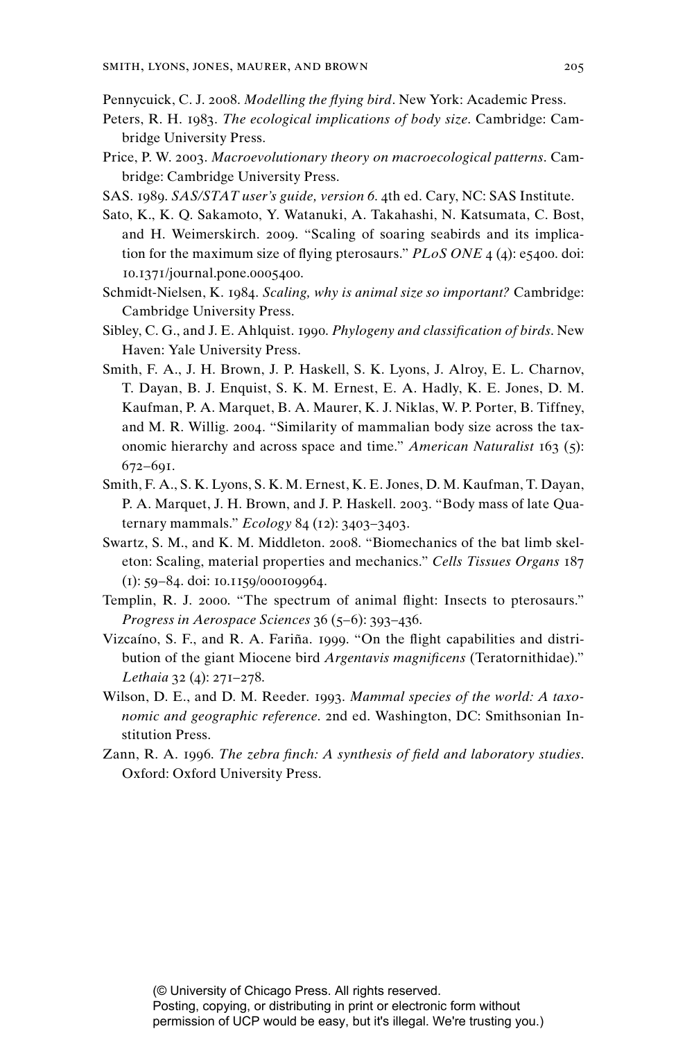Pennycuick, C. J. 2008. *Modelling the flying bird*. New York: Academic Press.

Peters, R. H. 1983. *The ecological implications of body size*. Cambridge: Cambridge University Press.

Price, P. W. 2003. *Macroevolutionary theory on macroecological patterns*. Cambridge: Cambridge University Press.

SAS. 1989. *SAS/STAT user's guide, version 6*. 4th ed. Cary, NC: SAS Institute.

Sato, K., K. Q. Sakamoto, Y. Watanuki, A. Takahashi, N. Katsumata, C. Bost, and H. Weimerskirch. 2009. "Scaling of soaring seabirds and its implication for the maximum size of flying pterosaurs." *PLoS ONE* 4 (4): e5400. doi: 10.1371/journal.pone.0005400.

Schmidt-Nielsen, K. 1984. *Scaling, why is animal size so important?* Cambridge: Cambridge University Press.

Sibley, C. G., and J. E. Ahlquist. 1990. *Phylogeny and classification of birds*. New Haven: Yale University Press.

Smith, F. A., J. H. Brown, J. P. Haskell, S. K. Lyons, J. Alroy, E. L. Charnov, T. Dayan, B. J. Enquist, S. K. M. Ernest, E. A. Hadly, K. E. Jones, D. M. Kaufman, P. A. Marquet, B. A. Maurer, K. J. Niklas, W. P. Porter, B. Tiffney, and M. R. Willig. 2004. "Similarity of mammalian body size across the taxonomic hierarchy and across space and time." *American Naturalist* 163 (5): 672–691.

Smith, F. A., S. K. Lyons, S. K. M. Ernest, K. E. Jones, D. M. Kaufman, T. Dayan, P. A. Marquet, J. H. Brown, and J. P. Haskell. 2003. "Body mass of late Quaternary mammals." *Ecology* 84 (12): 3403–3403.

Swartz, S. M., and K. M. Middleton. 2008. "Biomechanics of the bat limb skeleton: Scaling, material properties and mechanics." *Cells Tissues Organs* 187 (1): 59–84. doi: 10.1159/000109964.

Templin, R. J. 2000. "The spectrum of animal flight: Insects to pterosaurs." *Progress in Aerospace Sciences* 36 (5–6): 393–436.

Vizcaíno, S. F., and R. A. Fariña. 1999. "On the flight capabilities and distribution of the giant Miocene bird *Argentavis magnificens* (Teratornithidae)." *Lethaia* 32 (4): 271–278.

Wilson, D. E., and D. M. Reeder. 1993. *Mammal species of the world: A taxonomic and geographic reference*. 2nd ed. Washington, DC: Smithsonian Institution Press.

Zann, R. A. 1996. *The zebra finch: A synthesis of field and laboratory studies*. Oxford: Oxford University Press.

(© University of Chicago Press. All rights reserved.
Posting, copying, or distributing in print or electronic form without permission of UCP would be easy, but it's illegal. We're trusting you.)